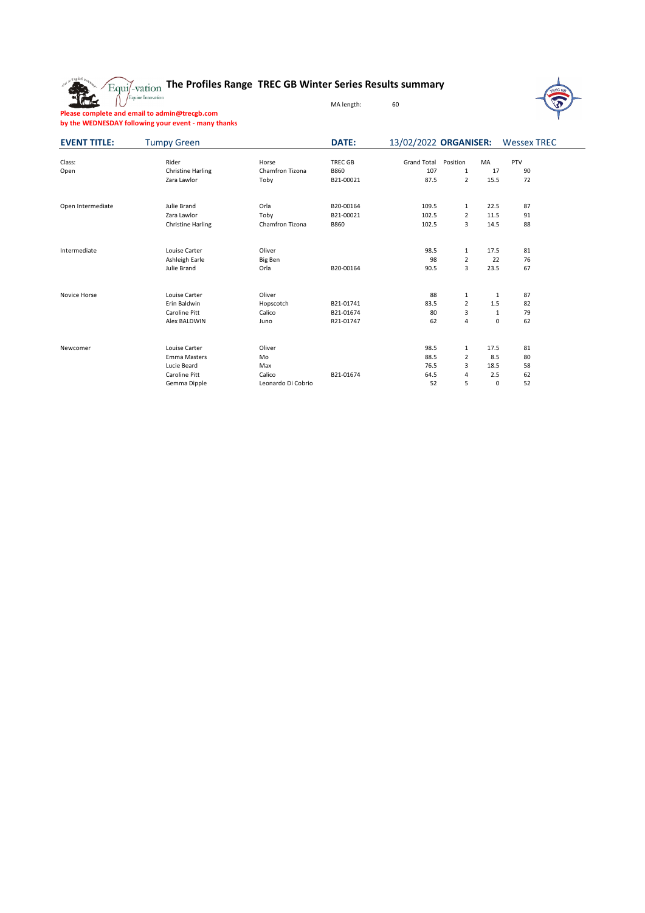# The Profiles Range TREC GB Winter Series Results summary

MA length: 60

**Please complete and email to admin@trecgb.com by the WEDNESDAY following your event - many thanks**

**EVENT TITLE:** Tumpy Green **DATE:** 13/02/2022 **ORGANISER:** Wessex TREC

| Class: | Rider | Horse | TREC GB | Grand Total | Position | MA | PTV |
|---|---|---|---|---|---|---|---|
| Open | Christine Harling | Chamfron Tizona | B860 | 107 | 1 | 17 | 90 |
| | Zara Lawlor | Toby | B21-00021 | 87.5 | 2 | 15.5 | 72 |
| Open Intermediate | Julie Brand | Orla | B20-00164 | 109.5 | 1 | 22.5 | 87 |
| | Zara Lawlor | Toby | B21-00021 | 102.5 | 2 | 11.5 | 91 |
| | Christine Harling | Chamfron Tizona | B860 | 102.5 | 3 | 14.5 | 88 |
| Intermediate | Louise Carter | Oliver | | 98.5 | 1 | 17.5 | 81 |
| | Ashleigh Earle | Big Ben | | 98 | 2 | 22 | 76 |
| | Julie Brand | Orla | B20-00164 | 90.5 | 3 | 23.5 | 67 |
| Novice Horse | Louise Carter | Oliver | | 88 | 1 | 1 | 87 |
| | Erin Baldwin | Hopscotch | B21-01741 | 83.5 | 2 | 1.5 | 82 |
| | Caroline Pitt | Calico | B21-01674 | 80 | 3 | 1 | 79 |
| | Alex BALDWIN | Juno | R21-01747 | 62 | 4 | 0 | 62 |
| Newcomer | Louise Carter | Oliver | | 98.5 | 1 | 17.5 | 81 |
| | Emma Masters | Mo | | 88.5 | 2 | 8.5 | 80 |
| | Lucie Beard | Max | | 76.5 | 3 | 18.5 | 58 |
| | Caroline Pitt | Calico | B21-01674 | 64.5 | 4 | 2.5 | 62 |
| | Gemma Dipple | Leonardo Di Cobrio | | 52 | 5 | 0 | 52 |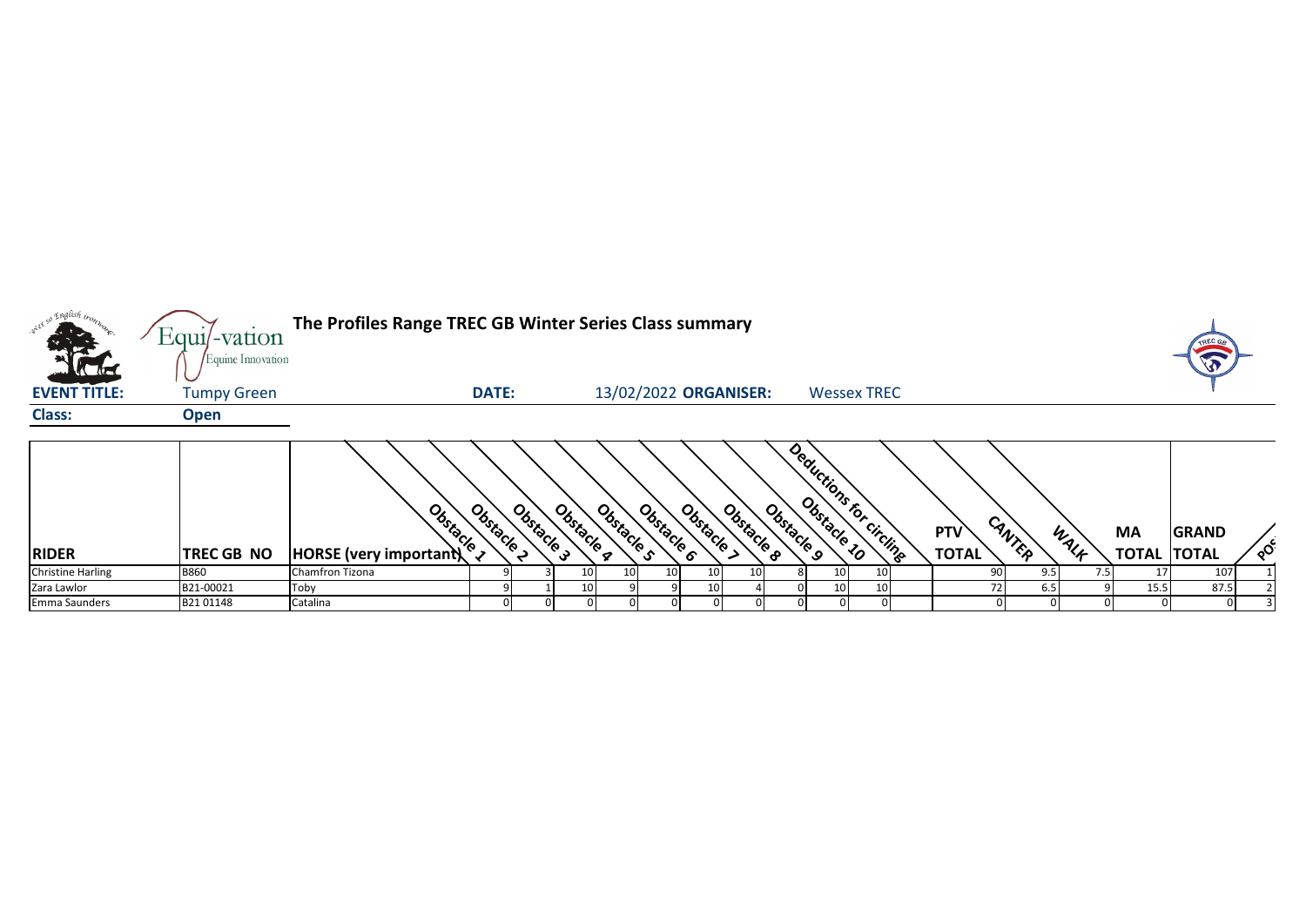**The Profiles Range TREC GB Winter Series Class summary**

**EVENT TITLE:** Tumpy Green **DATE:** 13/02/2022 **ORGANISER:** Wessex TREC

**Class:** **Open**

| RIDER | TREC GB NO | HORSE (very important) | Obstacle 1 | Obstacle 2 | Obstacle 3 | Obstacle 4 | Obstacle 5 | Obstacle 6 | Obstacle 7 | Obstacle 8 | Obstacle 9 | Obstacle 10 | Deductions for circling | PTV TOTAL | CANTER | WALK | MA TOTAL | GRAND TOTAL | POS |
|---|---|---|---|---|---|---|---|---|---|---|---|---|---|---|---|---|---|---|---|
| Christine Harling | B860 | Chamfron Tizona | 9 | 3 | 10 | 10 | 10 | 10 | 10 | 8 | 10 | 10 | | 90 | 9.5 | 7.5 | 17 | 107 | 1 |
| Zara Lawlor | B21-00021 | Toby | 9 | 1 | 10 | 9 | 9 | 10 | 4 | 0 | 10 | 10 | | 72 | 6.5 | 9 | 15.5 | 87.5 | 2 |
| Emma Saunders | B21 01148 | Catalina | 0 | 0 | 0 | 0 | 0 | 0 | 0 | 0 | 0 | 0 | | 0 | 0 | 0 | 0 | 0 | 3 |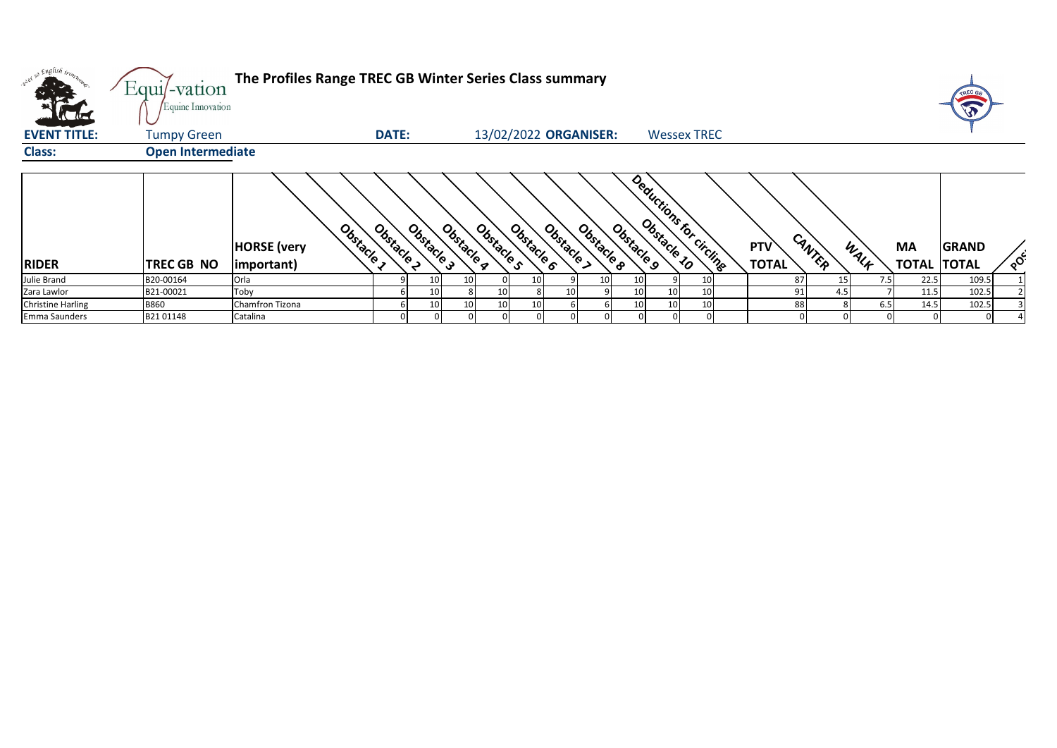# The Profiles Range TREC GB Winter Series Class summary

**EVENT TITLE:** Tumpy Green **DATE:** 13/02/2022 **ORGANISER:** Wessex TREC

**Class:** Open Intermediate

| RIDER | TREC GB NO | HORSE (very important) | Obstacle 1 | Obstacle 2 | Obstacle 3 | Obstacle 4 | Obstacle 5 | Obstacle 6 | Obstacle 7 | Obstacle 8 | Obstacle 9 | Obstacle 10 | Deductions for circling | PTV TOTAL | CANTER | WALK | MA TOTAL | GRAND TOTAL | POS |
|---|---|---|---|---|---|---|---|---|---|---|---|---|---|---|---|---|---|---|---|
| Julie Brand | B20-00164 | Orla | 9 | 10 | 10 | 0 | 10 | 9 | 10 | 10 | 9 | 10 | | 87 | 15 | 7.5 | 22.5 | 109.5 | 1 |
| Zara Lawlor | B21-00021 | Toby | 6 | 10 | 8 | 10 | 8 | 10 | 9 | 10 | 10 | 10 | | 91 | 4.5 | 7 | 11.5 | 102.5 | 2 |
| Christine Harling | B860 | Chamfron Tizona | 6 | 10 | 10 | 10 | 10 | 6 | 6 | 10 | 10 | 10 | | 88 | 8 | 6.5 | 14.5 | 102.5 | 3 |
| Emma Saunders | B21 01148 | Catalina | 0 | 0 | 0 | 0 | 0 | 0 | 0 | 0 | 0 | 0 | | 0 | 0 | 0 | 0 | 0 | 4 |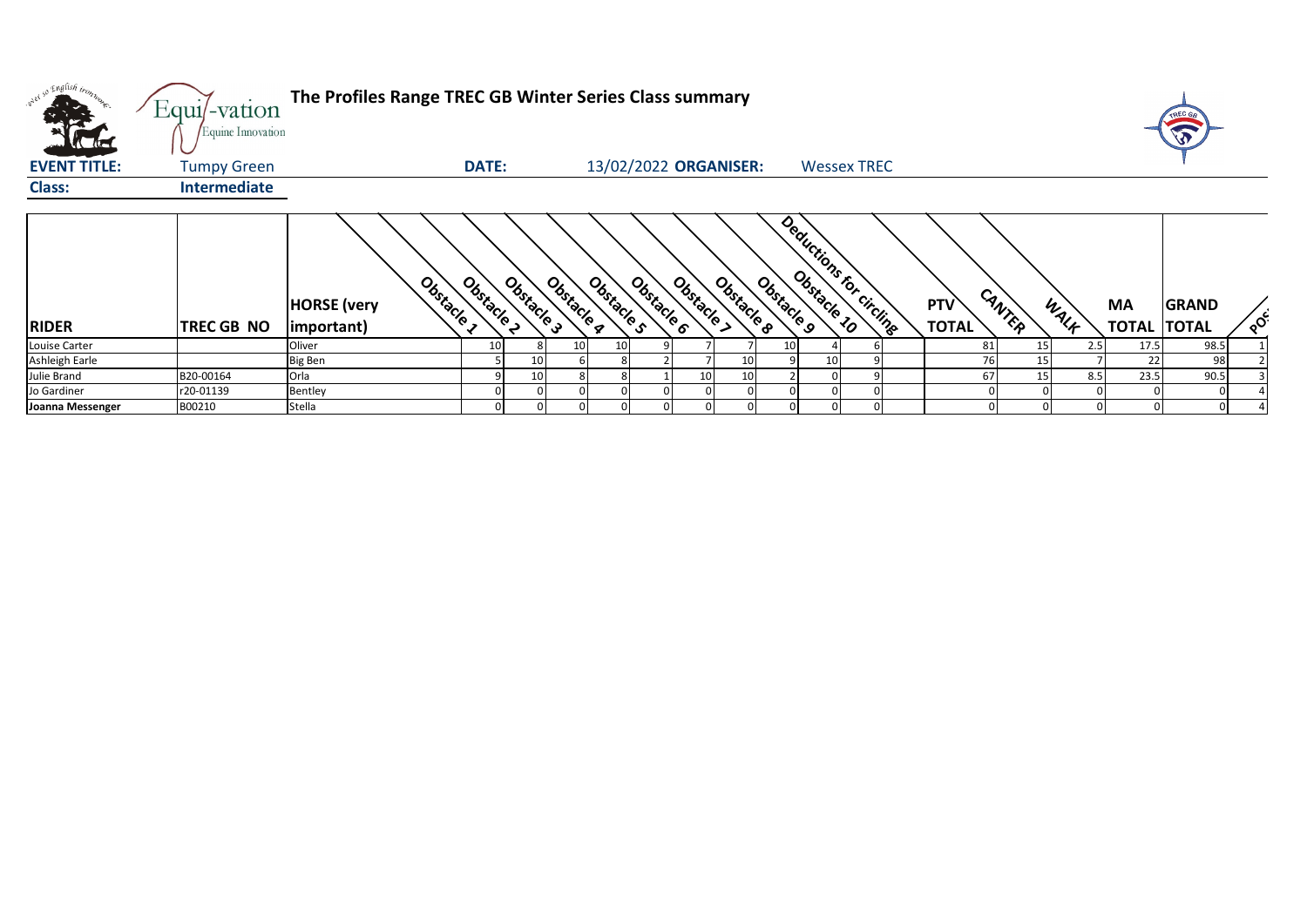**The Profiles Range TREC GB Winter Series Class summary**

**EVENT TITLE:** Tumpy Green **DATE:** 13/02/2022 **ORGANISER:** Wessex TREC

**Class:** **Intermediate**

| RIDER | TREC GB NO | HORSE (very important) | Obstacle 1 | Obstacle 2 | Obstacle 3 | Obstacle 4 | Obstacle 5 | Obstacle 6 | Obstacle 7 | Obstacle 8 | Obstacle 9 | Obstacle 10 | Deductions for circling | PTV TOTAL | CANTER | WALK | MA TOTAL | GRAND TOTAL | POS |
|---|---|---|---|---|---|---|---|---|---|---|---|---|---|---|---|---|---|---|---|
| Louise Carter | | Oliver | 10 | 8 | 10 | 10 | 9 | 7 | 7 | 10 | 4 | 6 | | 81 | 15 | 2.5 | 17.5 | 98.5 | 1 |
| Ashleigh Earle | | Big Ben | 5 | 10 | 6 | 8 | 2 | 7 | 10 | 9 | 10 | 9 | | 76 | 15 | 7 | 22 | 98 | 2 |
| Julie Brand | B20-00164 | Orla | 9 | 10 | 8 | 8 | 1 | 10 | 10 | 2 | 0 | 9 | | 67 | 15 | 8.5 | 23.5 | 90.5 | 3 |
| Jo Gardiner | r20-01139 | Bentley | 0 | 0 | 0 | 0 | 0 | 0 | 0 | 0 | 0 | 0 | | 0 | 0 | 0 | 0 | 0 | 4 |
| **Joanna Messenger** | B00210 | Stella | 0 | 0 | 0 | 0 | 0 | 0 | 0 | 0 | 0 | 0 | | 0 | 0 | 0 | 0 | 0 | 4 |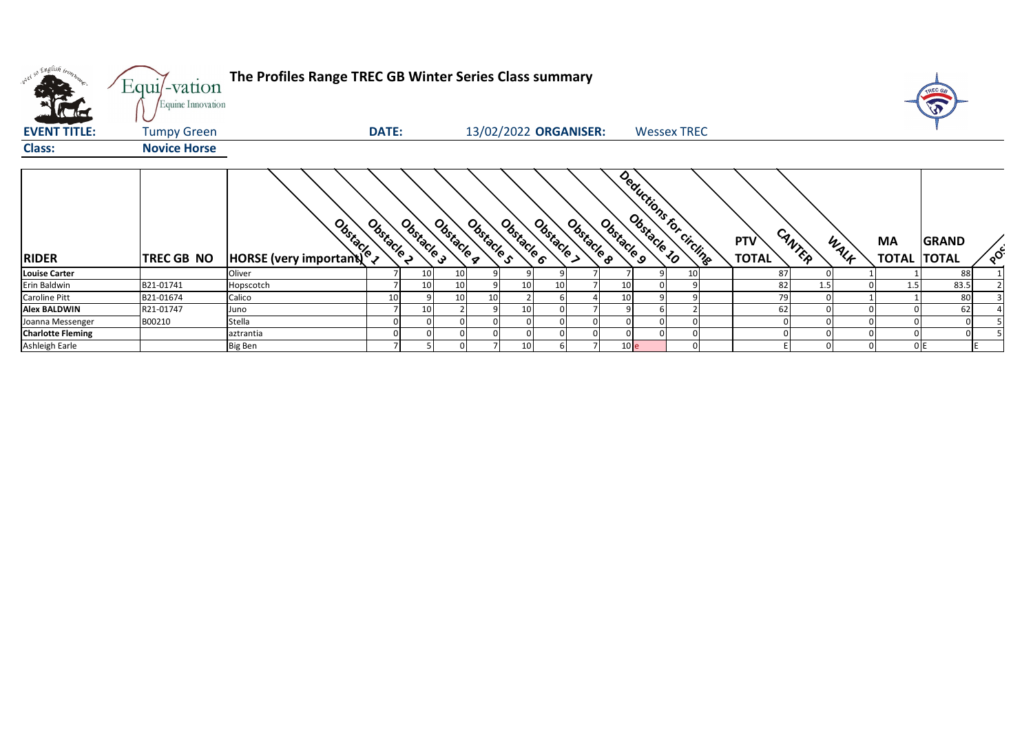# The Profiles Range TREC GB Winter Series Class summary

**EVENT TITLE:** Tumpy Green **DATE:** 13/02/2022 **ORGANISER:** Wessex TREC

**Class:** **Novice Horse**

| RIDER | TREC GB NO | HORSE (very important) | Obstacle 1 | Obstacle 2 | Obstacle 3 | Obstacle 4 | Obstacle 5 | Obstacle 6 | Obstacle 7 | Obstacle 8 | Obstacle 9 | Obstacle 10 | Deductions for circling | PTV TOTAL | CANTER | WALK | MA TOTAL | GRAND TOTAL | POS |
|---|---|---|---|---|---|---|---|---|---|---|---|---|---|---|---|---|---|---|---|
| **Louise Carter** | | Oliver | 7 | 10 | 10 | 9 | 9 | 9 | 7 | 7 | 9 | 10 | | 87 | 0 | 1 | 1 | 88 | 1 |
| Erin Baldwin | B21-01741 | Hopscotch | 7 | 10 | 10 | 9 | 10 | 10 | 7 | 10 | 0 | 9 | | 82 | 1.5 | 0 | 1.5 | 83.5 | 2 |
| Caroline Pitt | B21-01674 | Calico | 10 | 9 | 10 | 10 | 2 | 6 | 4 | 10 | 9 | 9 | | 79 | 0 | 1 | 1 | 80 | 3 |
| **Alex BALDWIN** | R21-01747 | Juno | 7 | 10 | 2 | 9 | 10 | 0 | 7 | 9 | 6 | 2 | | 62 | 0 | 0 | 0 | 62 | 4 |
| Joanna Messenger | B00210 | Stella | 0 | 0 | 0 | 0 | 0 | 0 | 0 | 0 | 0 | 0 | | 0 | 0 | 0 | 0 | 0 | 5 |
| **Charlotte Fleming** | | aztrantia | 0 | 0 | 0 | 0 | 0 | 0 | 0 | 0 | 0 | 0 | | 0 | 0 | 0 | 0 | 0 | 5 |
| Ashleigh Earle | | Big Ben | 7 | 5 | 0 | 7 | 10 | 6 | 7 | 10 | e | 0 | | E | 0 | 0 | 0 | E | E |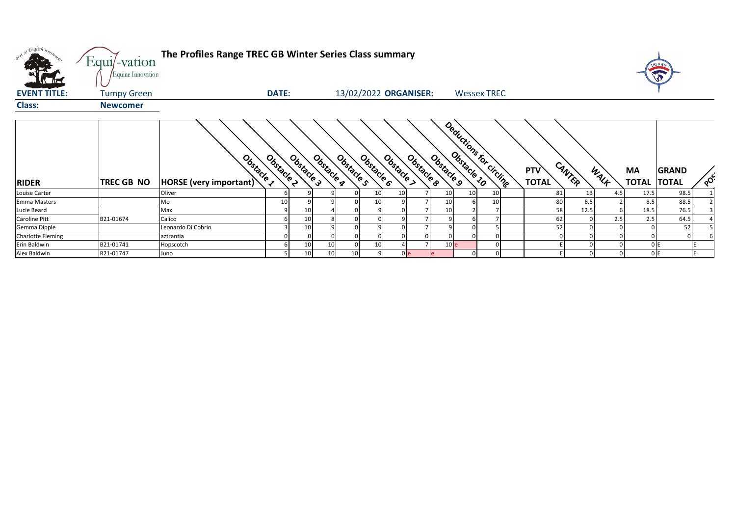**The Profiles Range TREC GB Winter Series Class summary**

**EVENT TITLE:** Tumpy Green **DATE:** 13/02/2022 **ORGANISER:** Wessex TREC

**Class:** **Newcomer**

| RIDER | TREC GB NO | HORSE (very important) | Obstacle 1 | Obstacle 2 | Obstacle 3 | Obstacle 4 | Obstacle 5 | Obstacle 6 | Obstacle 7 | Obstacle 8 | Obstacle 9 | Obstacle 10 | Deductions for circling | PTV TOTAL | CANTER | WALK | MA TOTAL | GRAND TOTAL | POS |
|---|---|---|---|---|---|---|---|---|---|---|---|---|---|---|---|---|---|---|---|
| Louise Carter | | Oliver | 6 | 9 | 9 | 0 | 10 | 10 | 7 | 10 | 10 | 10 | | 81 | 13 | 4.5 | 17.5 | 98.5 | 1 |
| Emma Masters | | Mo | 10 | 9 | 9 | 0 | 10 | 9 | 7 | 10 | 6 | 10 | | 80 | 6.5 | 2 | 8.5 | 88.5 | 2 |
| Lucie Beard | | Max | 9 | 10 | 4 | 0 | 9 | 0 | 7 | 10 | 2 | 7 | | 58 | 12.5 | 6 | 18.5 | 76.5 | 3 |
| Caroline Pitt | B21-01674 | Calico | 6 | 10 | 8 | 0 | 0 | 9 | 7 | 9 | 6 | 7 | | 62 | 0 | 2.5 | 2.5 | 64.5 | 4 |
| Gemma Dipple | | Leonardo Di Cobrio | 3 | 10 | 9 | 0 | 9 | 0 | 7 | 9 | 0 | 5 | | 52 | 0 | 0 | 0 | 52 | 5 |
| Charlotte Fleming | | aztrantia | 0 | 0 | 0 | 0 | 0 | 0 | 0 | 0 | 0 | 0 | | 0 | 0 | 0 | 0 | 0 | 6 |
| Erin Baldwin | B21-01741 | Hopscotch | 6 | 10 | 10 | 0 | 10 | 4 | 7 | 10 | e | 0 | | E | 0 | 0 | 0 | E | E |
| Alex Baldwin | R21-01747 | Juno | 5 | 10 | 10 | 10 | 9 | 0 | e | e | 0 | 0 | | E | 0 | 0 | 0 | E | E |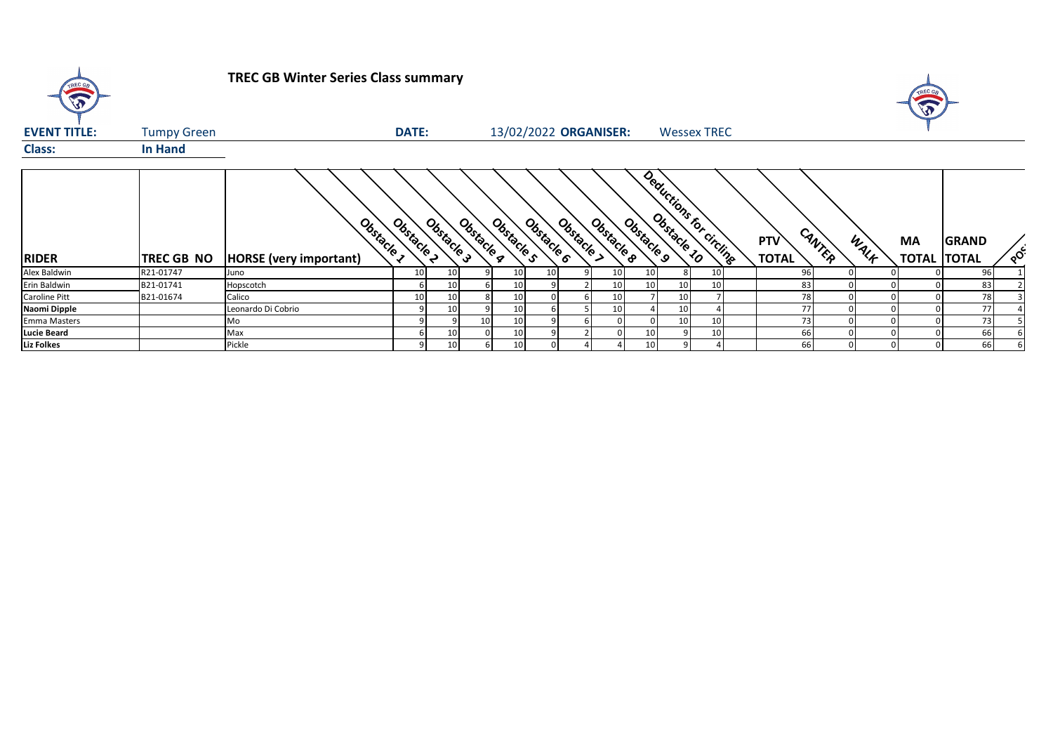# TREC GB Winter Series Class summary

**EVENT TITLE:** Tumpy Green **DATE:** 13/02/2022 **ORGANISER:** Wessex TREC

**Class:** In Hand

| RIDER | TREC GB NO | HORSE (very important) | Obstacle 1 | Obstacle 2 | Obstacle 3 | Obstacle 4 | Obstacle 5 | Obstacle 6 | Obstacle 7 | Obstacle 8 | Obstacle 9 | Obstacle 10 | Deductions for circling | PTV TOTAL | CANTER | WALK | MA TOTAL | GRAND TOTAL | POS |
|---|---|---|---|---|---|---|---|---|---|---|---|---|---|---|---|---|---|---|---|
| Alex Baldwin | R21-01747 | Juno | 10 | 10 | 9 | 10 | 10 | 9 | 10 | 10 | 8 | 10 | | 96 | 0 | 0 | 0 | 96 | 1 |
| Erin Baldwin | B21-01741 | Hopscotch | 6 | 10 | 6 | 10 | 9 | 2 | 10 | 10 | 10 | 10 | | 83 | 0 | 0 | 0 | 83 | 2 |
| Caroline Pitt | B21-01674 | Calico | 10 | 10 | 8 | 10 | 0 | 6 | 10 | 7 | 10 | 7 | | 78 | 0 | 0 | 0 | 78 | 3 |
| **Naomi Dipple** | | Leonardo Di Cobrio | 9 | 10 | 9 | 10 | 6 | 5 | 10 | 4 | 10 | 4 | | 77 | 0 | 0 | 0 | 77 | 4 |
| Emma Masters | | Mo | 9 | 9 | 10 | 10 | 9 | 6 | 0 | 0 | 10 | 10 | | 73 | 0 | 0 | 0 | 73 | 5 |
| **Lucie Beard** | | Max | 6 | 10 | 0 | 10 | 9 | 2 | 0 | 10 | 9 | 10 | | 66 | 0 | 0 | 0 | 66 | 6 |
| **Liz Folkes** | | Pickle | 9 | 10 | 6 | 10 | 0 | 4 | 4 | 10 | 9 | 4 | | 66 | 0 | 0 | 0 | 66 | 6 |